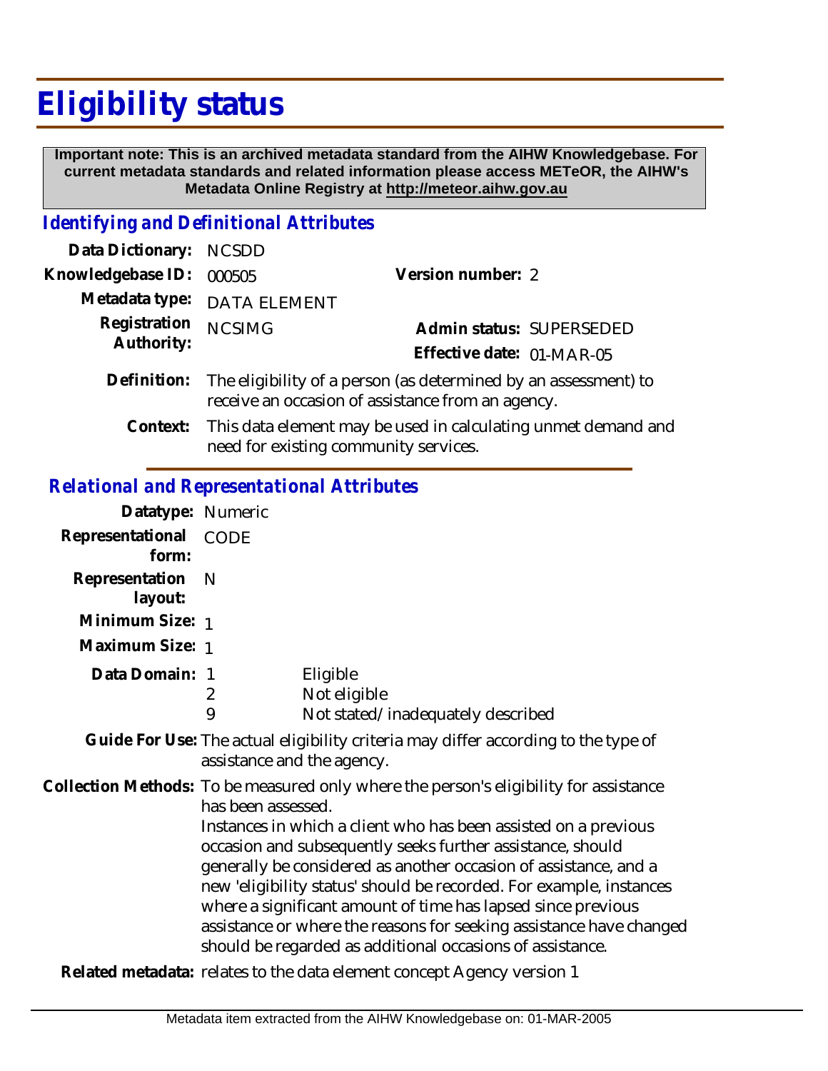# Eligibility status

**Important note: This is an archived metadata standard from the AIHW Knowledgebase. For current metadata standards and related information please access METeOR, the AIHW's Metadata Online Registry at http://meteor.aihw.gov.au**

## *Identifying and Definitional Attributes*

**Data Dictionary:** NCSDD

**Knowledgebase ID:** 000505

**Version number:** 2

**Metadata type:** DATA ELEMENT

**Registration Authority:** NCSIMG

**Admin status:** SUPERSEDED

**Effective date:** 01-MAR-05

**Definition:** The eligibility of a person (as determined by an assessment) to receive an occasion of assistance from an agency.

**Context:** This data element may be used in calculating unmet demand and need for existing community services.

## *Relational and Representational Attributes*

**Datatype:** Numeric

**Representational form:** CODE

**Representation layout:** N

**Minimum Size:** 1

**Maximum Size:** 1

**Data Domain:**

| Code | Description |
|---|---|
| 1 | Eligible |
| 2 | Not eligible |
| 9 | Not stated/inadequately described |

**Guide For Use:** The actual eligibility criteria may differ according to the type of assistance and the agency.

**Collection Methods:** To be measured only where the person's eligibility for assistance has been assessed.

Instances in which a client who has been assisted on a previous occasion and subsequently seeks further assistance, should generally be considered as another occasion of assistance, and a new 'eligibility status' should be recorded. For example, instances where a significant amount of time has lapsed since previous assistance or where the reasons for seeking assistance have changed should be regarded as additional occasions of assistance.

**Related metadata:** relates to the data element concept Agency version 1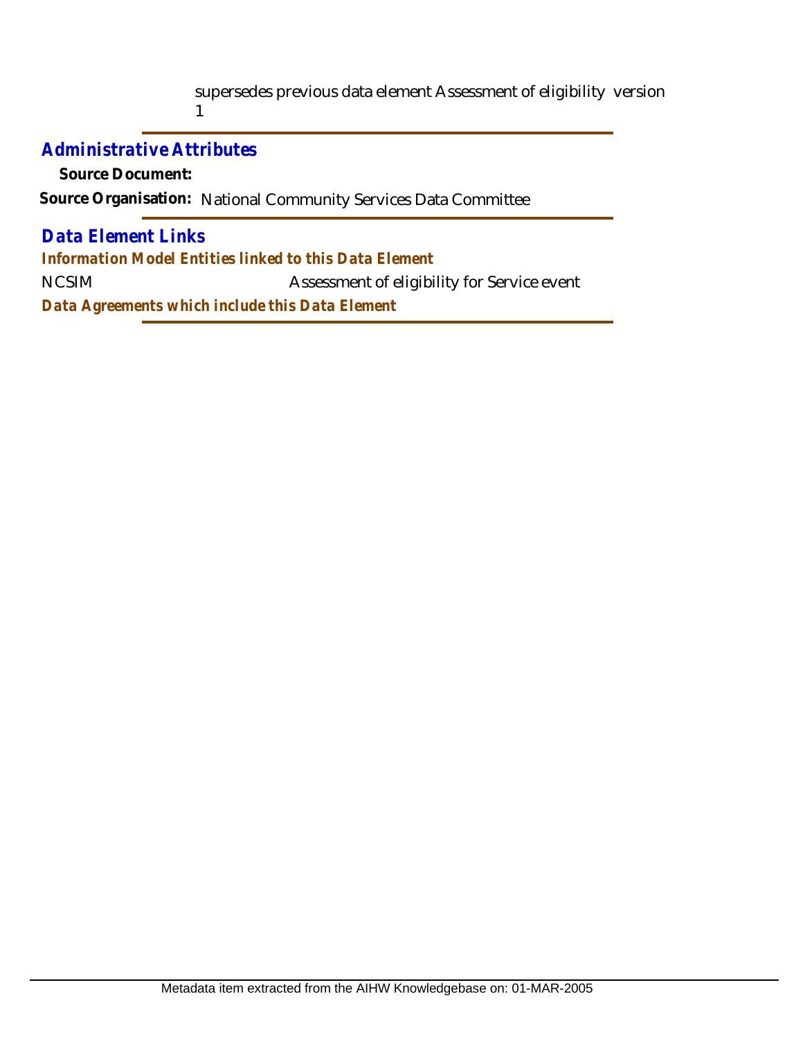supersedes previous data element Assessment of eligibility version 1

## Administrative Attributes

**Source Document:**

**Source Organisation:** National Community Services Data Committee

## Data Element Links

***Information Model Entities linked to this Data Element***

| | |
|---|---|
| NCSIM | Assessment of eligibility for Service event |

***Data Agreements which include this Data Element***

Metadata item extracted from the AIHW Knowledgebase on: 01-MAR-2005